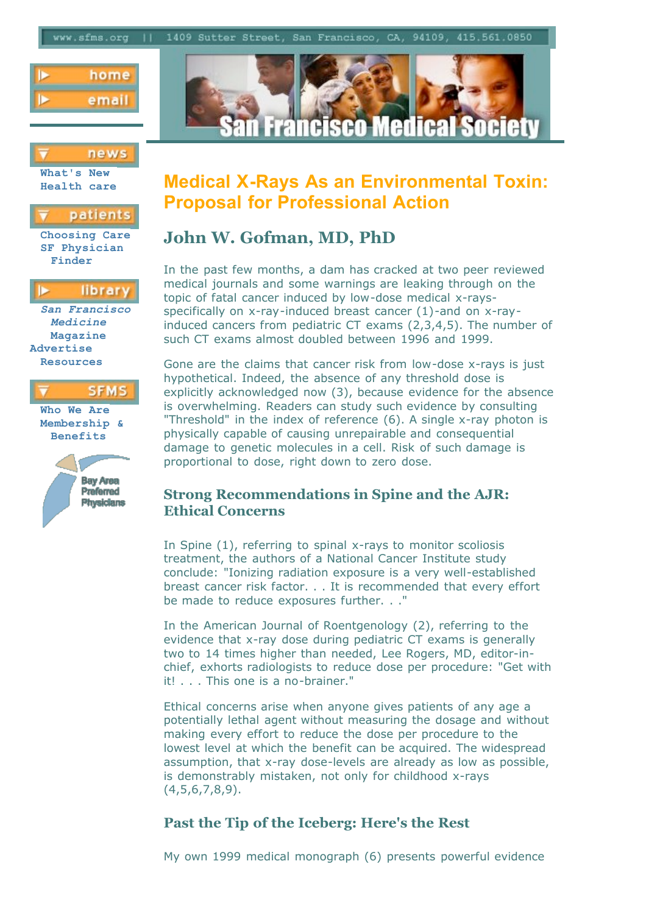www.sfms.org || 1409 Sutter Street, San Francisco, CA, 94109, 415.561.0850

home
email

news
What's New
Health care

patients
Choosing Care
SF Physician Finder

library
*San Francisco Medicine* Magazine
Advertise
Resources

SFMS
Who We Are
Membership & Benefits

# Medical X-Rays As an Environmental Toxin: Proposal for Professional Action

## John W. Gofman, MD, PhD

In the past few months, a dam has cracked at two peer reviewed medical journals and some warnings are leaking through on the topic of fatal cancer induced by low-dose medical x-rays-specifically on x-ray-induced breast cancer (1)-and on x-ray-induced cancers from pediatric CT exams (2,3,4,5). The number of such CT exams almost doubled between 1996 and 1999.

Gone are the claims that cancer risk from low-dose x-rays is just hypothetical. Indeed, the absence of any threshold dose is explicitly acknowledged now (3), because evidence for the absence is overwhelming. Readers can study such evidence by consulting "Threshold" in the index of reference (6). A single x-ray photon is physically capable of causing unrepairable and consequential damage to genetic molecules in a cell. Risk of such damage is proportional to dose, right down to zero dose.

### Strong Recommendations in Spine and the AJR: Ethical Concerns

In Spine (1), referring to spinal x-rays to monitor scoliosis treatment, the authors of a National Cancer Institute study conclude: "Ionizing radiation exposure is a very well-established breast cancer risk factor. . . It is recommended that every effort be made to reduce exposures further. . ."

In the American Journal of Roentgenology (2), referring to the evidence that x-ray dose during pediatric CT exams is generally two to 14 times higher than needed, Lee Rogers, MD, editor-in-chief, exhorts radiologists to reduce dose per procedure: "Get with it! . . . This one is a no-brainer."

Ethical concerns arise when anyone gives patients of any age a potentially lethal agent without measuring the dosage and without making every effort to reduce the dose per procedure to the lowest level at which the benefit can be acquired. The widespread assumption, that x-ray dose-levels are already as low as possible, is demonstrably mistaken, not only for childhood x-rays (4,5,6,7,8,9).

### Past the Tip of the Iceberg: Here's the Rest

My own 1999 medical monograph (6) presents powerful evidence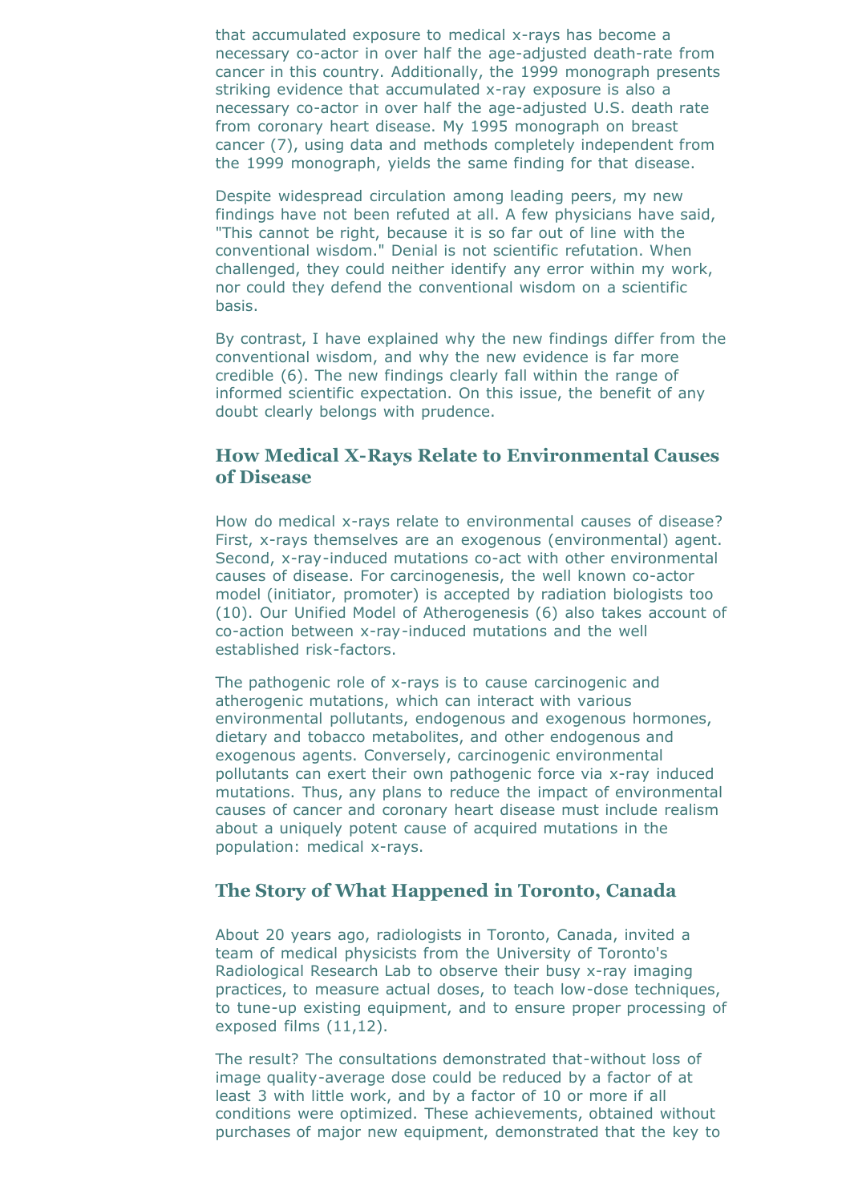that accumulated exposure to medical x-rays has become a necessary co-actor in over half the age-adjusted death-rate from cancer in this country. Additionally, the 1999 monograph presents striking evidence that accumulated x-ray exposure is also a necessary co-actor in over half the age-adjusted U.S. death rate from coronary heart disease. My 1995 monograph on breast cancer (7), using data and methods completely independent from the 1999 monograph, yields the same finding for that disease.

Despite widespread circulation among leading peers, my new findings have not been refuted at all. A few physicians have said, "This cannot be right, because it is so far out of line with the conventional wisdom." Denial is not scientific refutation. When challenged, they could neither identify any error within my work, nor could they defend the conventional wisdom on a scientific basis.

By contrast, I have explained why the new findings differ from the conventional wisdom, and why the new evidence is far more credible (6). The new findings clearly fall within the range of informed scientific expectation. On this issue, the benefit of any doubt clearly belongs with prudence.

## How Medical X-Rays Relate to Environmental Causes of Disease

How do medical x-rays relate to environmental causes of disease? First, x-rays themselves are an exogenous (environmental) agent. Second, x-ray-induced mutations co-act with other environmental causes of disease. For carcinogenesis, the well known co-actor model (initiator, promoter) is accepted by radiation biologists too (10). Our Unified Model of Atherogenesis (6) also takes account of co-action between x-ray-induced mutations and the well established risk-factors.

The pathogenic role of x-rays is to cause carcinogenic and atherogenic mutations, which can interact with various environmental pollutants, endogenous and exogenous hormones, dietary and tobacco metabolites, and other endogenous and exogenous agents. Conversely, carcinogenic environmental pollutants can exert their own pathogenic force via x-ray induced mutations. Thus, any plans to reduce the impact of environmental causes of cancer and coronary heart disease must include realism about a uniquely potent cause of acquired mutations in the population: medical x-rays.

## The Story of What Happened in Toronto, Canada

About 20 years ago, radiologists in Toronto, Canada, invited a team of medical physicists from the University of Toronto's Radiological Research Lab to observe their busy x-ray imaging practices, to measure actual doses, to teach low-dose techniques, to tune-up existing equipment, and to ensure proper processing of exposed films (11,12).

The result? The consultations demonstrated that-without loss of image quality-average dose could be reduced by a factor of at least 3 with little work, and by a factor of 10 or more if all conditions were optimized. These achievements, obtained without purchases of major new equipment, demonstrated that the key to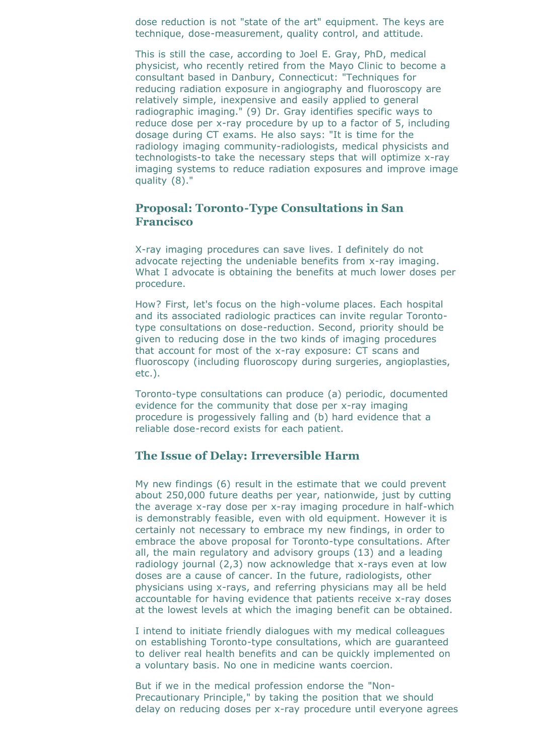dose reduction is not "state of the art" equipment. The keys are technique, dose-measurement, quality control, and attitude.

This is still the case, according to Joel E. Gray, PhD, medical physicist, who recently retired from the Mayo Clinic to become a consultant based in Danbury, Connecticut: "Techniques for reducing radiation exposure in angiography and fluoroscopy are relatively simple, inexpensive and easily applied to general radiographic imaging." (9) Dr. Gray identifies specific ways to reduce dose per x-ray procedure by up to a factor of 5, including dosage during CT exams. He also says: "It is time for the radiology imaging community-radiologists, medical physicists and technologists-to take the necessary steps that will optimize x-ray imaging systems to reduce radiation exposures and improve image quality (8)."

## Proposal: Toronto-Type Consultations in San Francisco

X-ray imaging procedures can save lives. I definitely do not advocate rejecting the undeniable benefits from x-ray imaging. What I advocate is obtaining the benefits at much lower doses per procedure.

How? First, let's focus on the high-volume places. Each hospital and its associated radiologic practices can invite regular Toronto-type consultations on dose-reduction. Second, priority should be given to reducing dose in the two kinds of imaging procedures that account for most of the x-ray exposure: CT scans and fluoroscopy (including fluoroscopy during surgeries, angioplasties, etc.).

Toronto-type consultations can produce (a) periodic, documented evidence for the community that dose per x-ray imaging procedure is progessively falling and (b) hard evidence that a reliable dose-record exists for each patient.

## The Issue of Delay: Irreversible Harm

My new findings (6) result in the estimate that we could prevent about 250,000 future deaths per year, nationwide, just by cutting the average x-ray dose per x-ray imaging procedure in half-which is demonstrably feasible, even with old equipment. However it is certainly not necessary to embrace my new findings, in order to embrace the above proposal for Toronto-type consultations. After all, the main regulatory and advisory groups (13) and a leading radiology journal (2,3) now acknowledge that x-rays even at low doses are a cause of cancer. In the future, radiologists, other physicians using x-rays, and referring physicians may all be held accountable for having evidence that patients receive x-ray doses at the lowest levels at which the imaging benefit can be obtained.

I intend to initiate friendly dialogues with my medical colleagues on establishing Toronto-type consultations, which are guaranteed to deliver real health benefits and can be quickly implemented on a voluntary basis. No one in medicine wants coercion.

But if we in the medical profession endorse the "Non-Precautionary Principle," by taking the position that we should delay on reducing doses per x-ray procedure until everyone agrees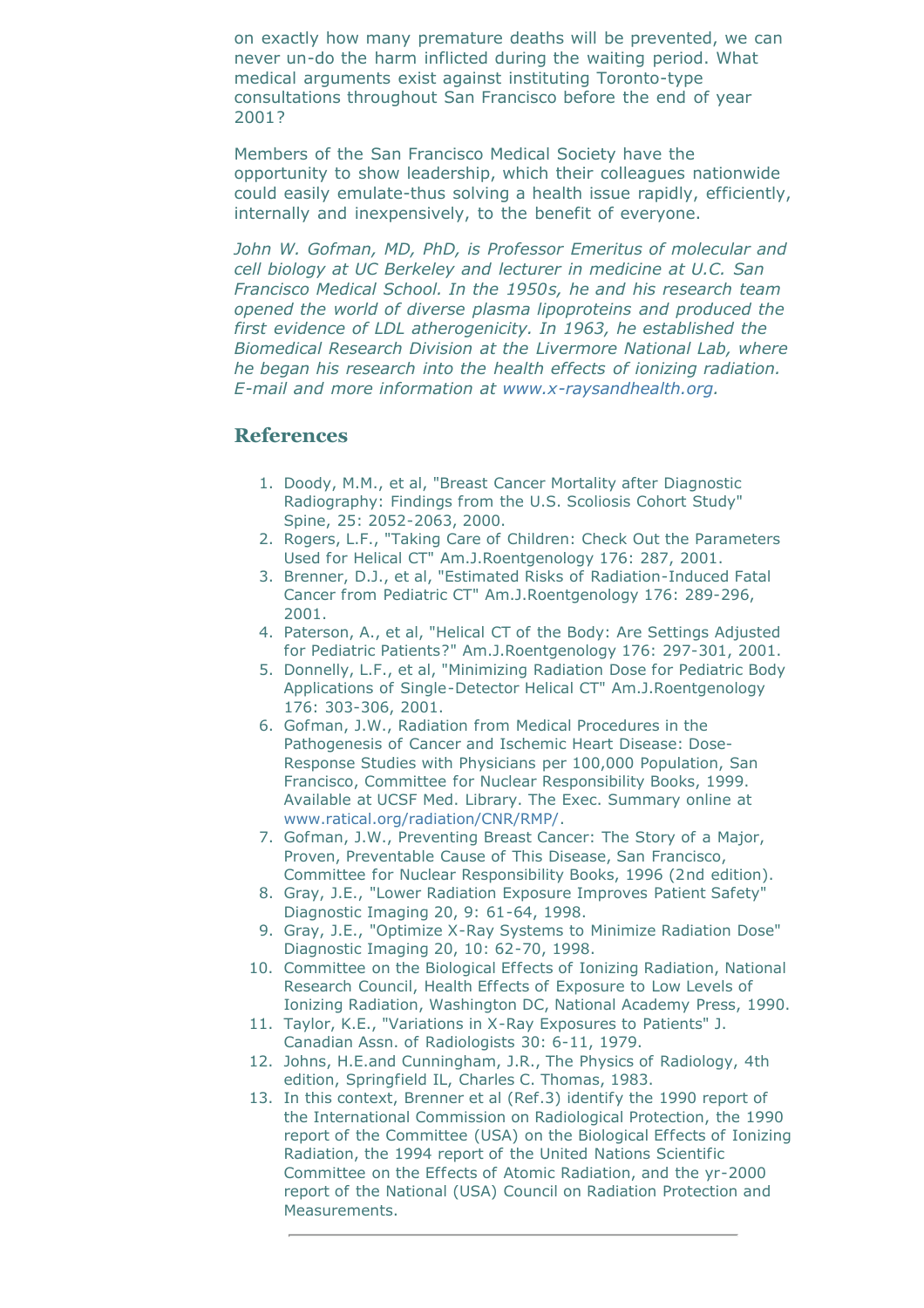on exactly how many premature deaths will be prevented, we can never un-do the harm inflicted during the waiting period. What medical arguments exist against instituting Toronto-type consultations throughout San Francisco before the end of year 2001?

Members of the San Francisco Medical Society have the opportunity to show leadership, which their colleagues nationwide could easily emulate-thus solving a health issue rapidly, efficiently, internally and inexpensively, to the benefit of everyone.

*John W. Gofman, MD, PhD, is Professor Emeritus of molecular and cell biology at UC Berkeley and lecturer in medicine at U.C. San Francisco Medical School. In the 1950s, he and his research team opened the world of diverse plasma lipoproteins and produced the first evidence of LDL atherogenicity. In 1963, he established the Biomedical Research Division at the Livermore National Lab, where he began his research into the health effects of ionizing radiation. E-mail and more information at www.x-raysandhealth.org.*

## References

1. Doody, M.M., et al, "Breast Cancer Mortality after Diagnostic Radiography: Findings from the U.S. Scoliosis Cohort Study" Spine, 25: 2052-2063, 2000.
2. Rogers, L.F., "Taking Care of Children: Check Out the Parameters Used for Helical CT" Am.J.Roentgenology 176: 287, 2001.
3. Brenner, D.J., et al, "Estimated Risks of Radiation-Induced Fatal Cancer from Pediatric CT" Am.J.Roentgenology 176: 289-296, 2001.
4. Paterson, A., et al, "Helical CT of the Body: Are Settings Adjusted for Pediatric Patients?" Am.J.Roentgenology 176: 297-301, 2001.
5. Donnelly, L.F., et al, "Minimizing Radiation Dose for Pediatric Body Applications of Single-Detector Helical CT" Am.J.Roentgenology 176: 303-306, 2001.
6. Gofman, J.W., Radiation from Medical Procedures in the Pathogenesis of Cancer and Ischemic Heart Disease: Dose-Response Studies with Physicians per 100,000 Population, San Francisco, Committee for Nuclear Responsibility Books, 1999. Available at UCSF Med. Library. The Exec. Summary online at www.ratical.org/radiation/CNR/RMP/.
7. Gofman, J.W., Preventing Breast Cancer: The Story of a Major, Proven, Preventable Cause of This Disease, San Francisco, Committee for Nuclear Responsibility Books, 1996 (2nd edition).
8. Gray, J.E., "Lower Radiation Exposure Improves Patient Safety" Diagnostic Imaging 20, 9: 61-64, 1998.
9. Gray, J.E., "Optimize X-Ray Systems to Minimize Radiation Dose" Diagnostic Imaging 20, 10: 62-70, 1998.
10. Committee on the Biological Effects of Ionizing Radiation, National Research Council, Health Effects of Exposure to Low Levels of Ionizing Radiation, Washington DC, National Academy Press, 1990.
11. Taylor, K.E., "Variations in X-Ray Exposures to Patients" J. Canadian Assn. of Radiologists 30: 6-11, 1979.
12. Johns, H.E.and Cunningham, J.R., The Physics of Radiology, 4th edition, Springfield IL, Charles C. Thomas, 1983.
13. In this context, Brenner et al (Ref.3) identify the 1990 report of the International Commission on Radiological Protection, the 1990 report of the Committee (USA) on the Biological Effects of Ionizing Radiation, the 1994 report of the United Nations Scientific Committee on the Effects of Atomic Radiation, and the yr-2000 report of the National (USA) Council on Radiation Protection and Measurements.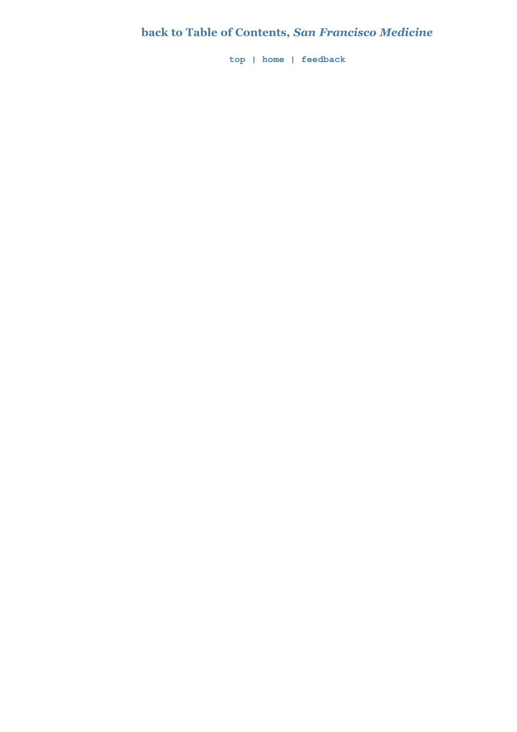back to Table of Contents, *San Francisco Medicine*

top | home | feedback